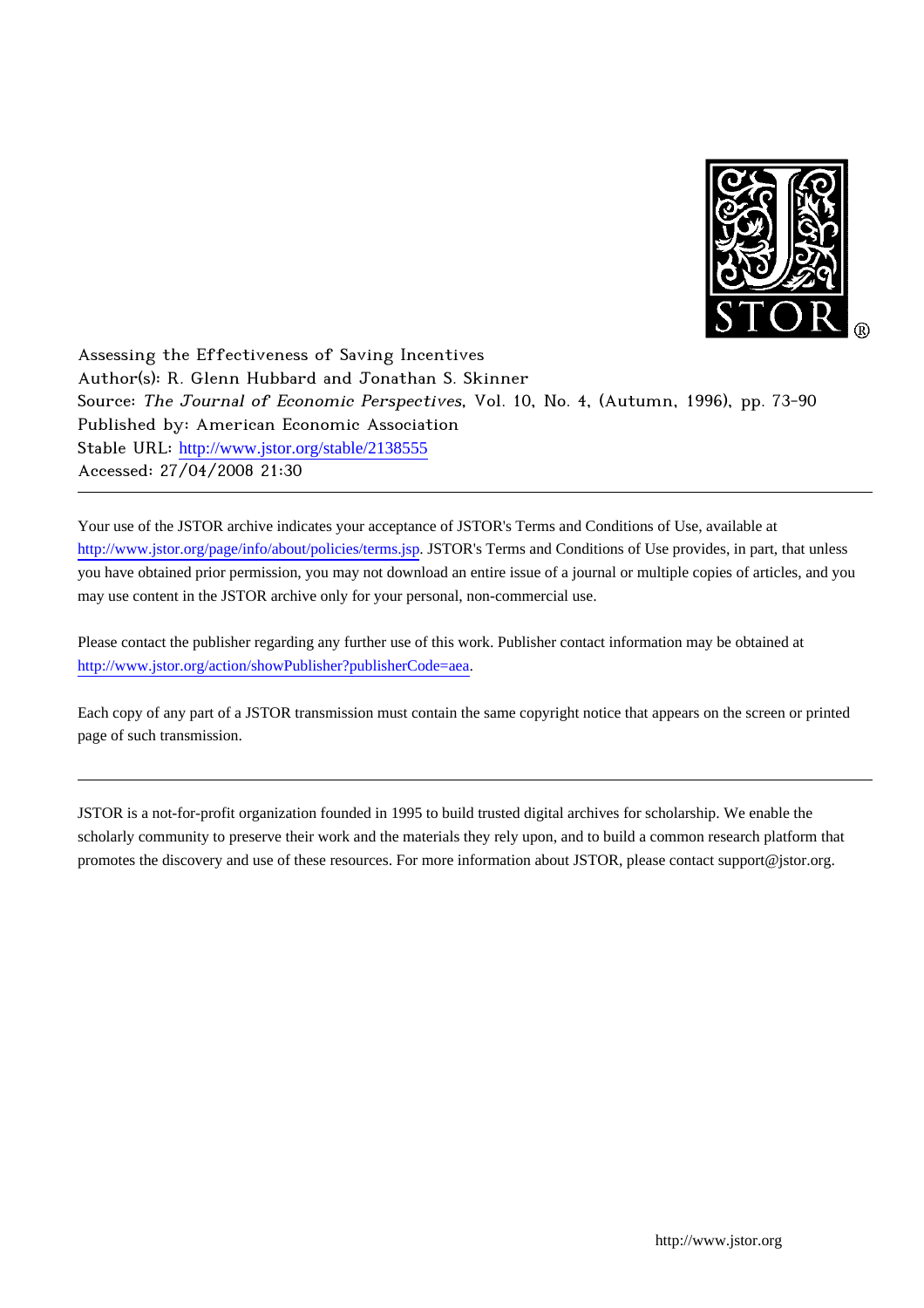Assessing the Effectiveness of Saving Incentives
Author(s): R. Glenn Hubbard and Jonathan S. Skinner
Source: *The Journal of Economic Perspectives*, Vol. 10, No. 4, (Autumn, 1996), pp. 73-90
Published by: American Economic Association
Stable URL: http://www.jstor.org/stable/2138555
Accessed: 27/04/2008 21:30

---

Your use of the JSTOR archive indicates your acceptance of JSTOR's Terms and Conditions of Use, available at http://www.jstor.org/page/info/about/policies/terms.jsp. JSTOR's Terms and Conditions of Use provides, in part, that unless you have obtained prior permission, you may not download an entire issue of a journal or multiple copies of articles, and you may use content in the JSTOR archive only for your personal, non-commercial use.

Please contact the publisher regarding any further use of this work. Publisher contact information may be obtained at http://www.jstor.org/action/showPublisher?publisherCode=aea.

Each copy of any part of a JSTOR transmission must contain the same copyright notice that appears on the screen or printed page of such transmission.

---

JSTOR is a not-for-profit organization founded in 1995 to build trusted digital archives for scholarship. We enable the scholarly community to preserve their work and the materials they rely upon, and to build a common research platform that promotes the discovery and use of these resources. For more information about JSTOR, please contact support@jstor.org.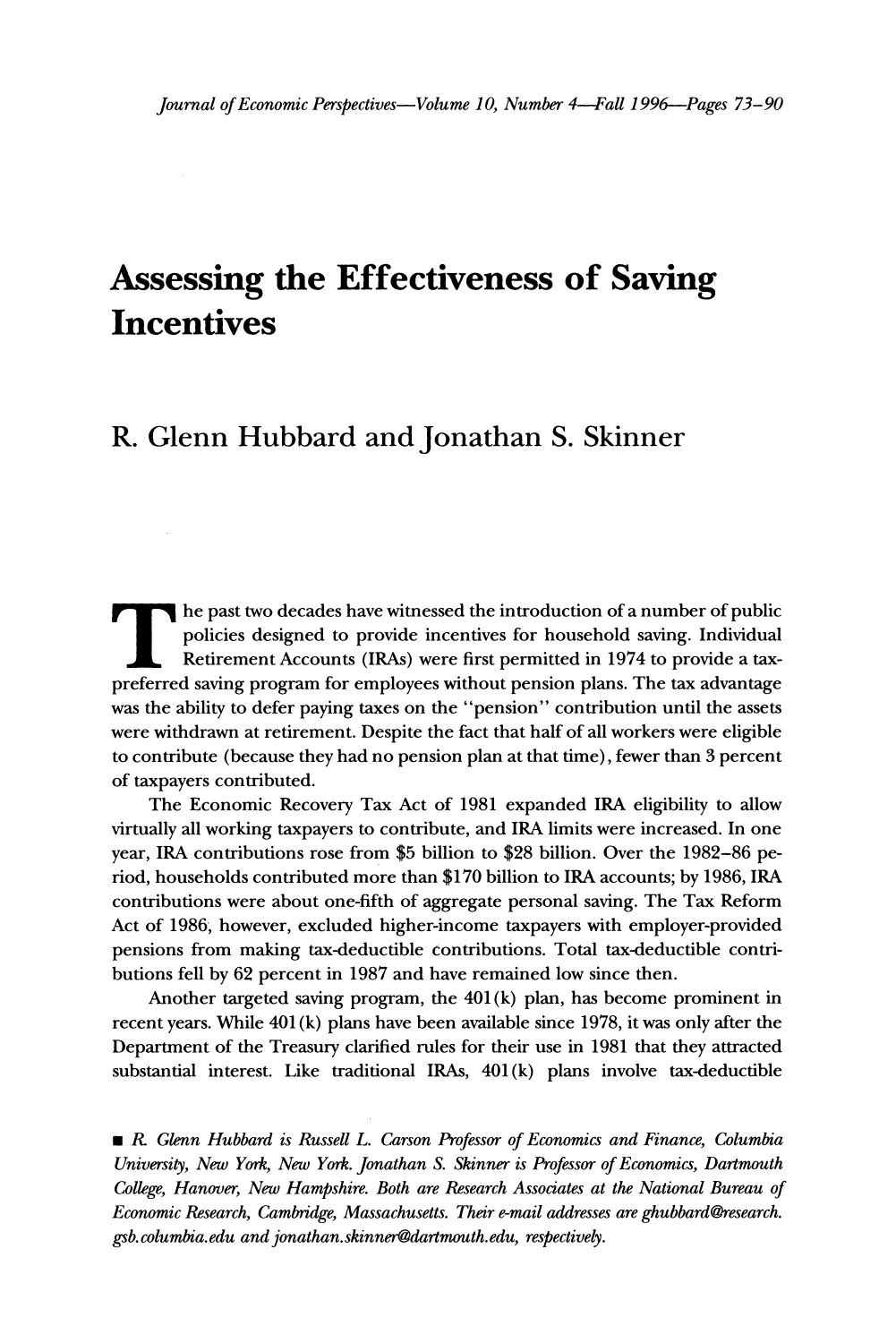# Assessing the Effectiveness of Saving Incentives

## R. Glenn Hubbard and Jonathan S. Skinner

The past two decades have witnessed the introduction of a number of public policies designed to provide incentives for household saving. Individual Retirement Accounts (IRAs) were first permitted in 1974 to provide a tax-preferred saving program for employees without pension plans. The tax advantage was the ability to defer paying taxes on the "pension" contribution until the assets were withdrawn at retirement. Despite the fact that half of all workers were eligible to contribute (because they had no pension plan at that time), fewer than 3 percent of taxpayers contributed.

The Economic Recovery Tax Act of 1981 expanded IRA eligibility to allow virtually all working taxpayers to contribute, and IRA limits were increased. In one year, IRA contributions rose from $5 billion to $28 billion. Over the 1982–86 period, households contributed more than $170 billion to IRA accounts; by 1986, IRA contributions were about one-fifth of aggregate personal saving. The Tax Reform Act of 1986, however, excluded higher-income taxpayers with employer-provided pensions from making tax-deductible contributions. Total tax-deductible contributions fell by 62 percent in 1987 and have remained low since then.

Another targeted saving program, the 401(k) plan, has become prominent in recent years. While 401(k) plans have been available since 1978, it was only after the Department of the Treasury clarified rules for their use in 1981 that they attracted substantial interest. Like traditional IRAs, 401(k) plans involve tax-deductible

■ *R. Glenn Hubbard is Russell L. Carson Professor of Economics and Finance, Columbia University, New York, New York. Jonathan S. Skinner is Professor of Economics, Dartmouth College, Hanover, New Hampshire. Both are Research Associates at the National Bureau of Economic Research, Cambridge, Massachusetts. Their e-mail addresses are ghubbard@research.gsb.columbia.edu and jonathan.skinner@dartmouth.edu, respectively.*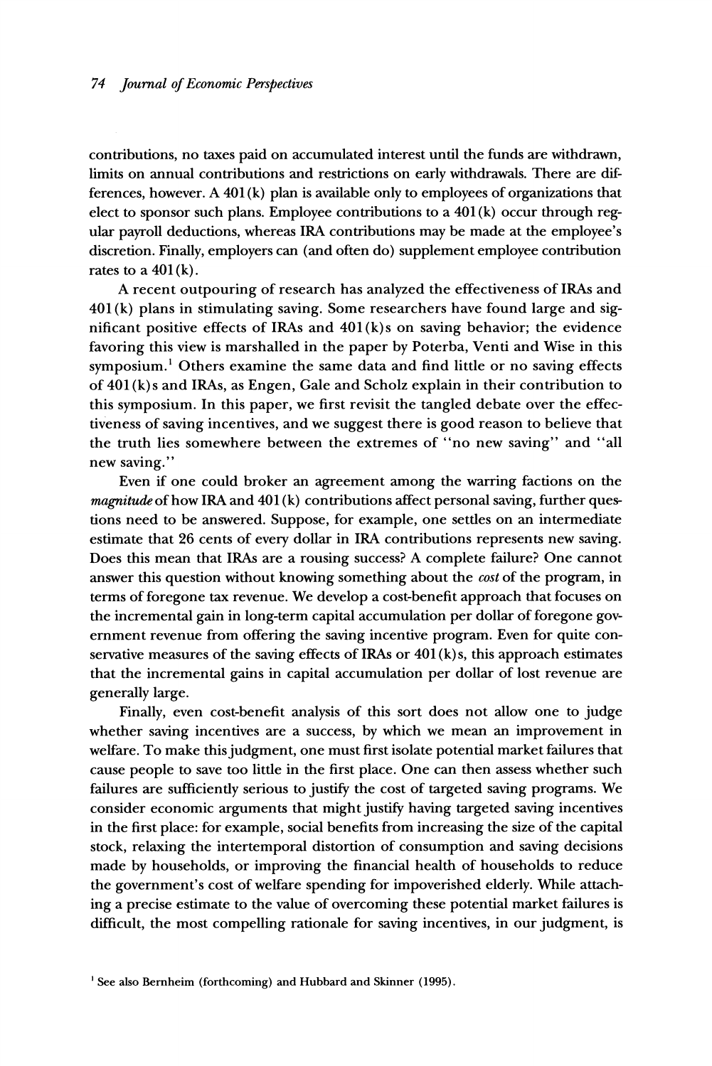contributions, no taxes paid on accumulated interest until the funds are withdrawn, limits on annual contributions and restrictions on early withdrawals. There are differences, however. A 401(k) plan is available only to employees of organizations that elect to sponsor such plans. Employee contributions to a 401(k) occur through regular payroll deductions, whereas IRA contributions may be made at the employee's discretion. Finally, employers can (and often do) supplement employee contribution rates to a 401(k).

A recent outpouring of research has analyzed the effectiveness of IRAs and 401(k) plans in stimulating saving. Some researchers have found large and significant positive effects of IRAs and 401(k)s on saving behavior; the evidence favoring this view is marshalled in the paper by Poterba, Venti and Wise in this symposium.[1] Others examine the same data and find little or no saving effects of 401(k)s and IRAs, as Engen, Gale and Scholz explain in their contribution to this symposium. In this paper, we first revisit the tangled debate over the effectiveness of saving incentives, and we suggest there is good reason to believe that the truth lies somewhere between the extremes of "no new saving" and "all new saving."

Even if one could broker an agreement among the warring factions on the *magnitude* of how IRA and 401(k) contributions affect personal saving, further questions need to be answered. Suppose, for example, one settles on an intermediate estimate that 26 cents of every dollar in IRA contributions represents new saving. Does this mean that IRAs are a rousing success? A complete failure? One cannot answer this question without knowing something about the *cost* of the program, in terms of foregone tax revenue. We develop a cost-benefit approach that focuses on the incremental gain in long-term capital accumulation per dollar of foregone government revenue from offering the saving incentive program. Even for quite conservative measures of the saving effects of IRAs or 401(k)s, this approach estimates that the incremental gains in capital accumulation per dollar of lost revenue are generally large.

Finally, even cost-benefit analysis of this sort does not allow one to judge whether saving incentives are a success, by which we mean an improvement in welfare. To make this judgment, one must first isolate potential market failures that cause people to save too little in the first place. One can then assess whether such failures are sufficiently serious to justify the cost of targeted saving programs. We consider economic arguments that might justify having targeted saving incentives in the first place: for example, social benefits from increasing the size of the capital stock, relaxing the intertemporal distortion of consumption and saving decisions made by households, or improving the financial health of households to reduce the government's cost of welfare spending for impoverished elderly. While attaching a precise estimate to the value of overcoming these potential market failures is difficult, the most compelling rationale for saving incentives, in our judgment, is

[1] See also Bernheim (forthcoming) and Hubbard and Skinner (1995).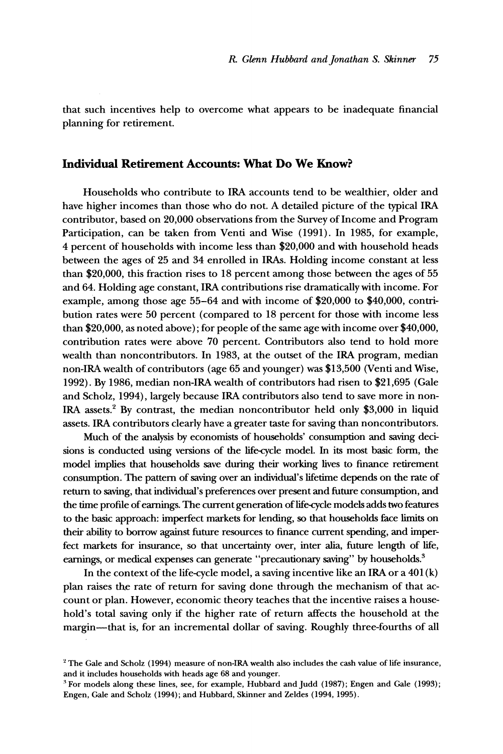that such incentives help to overcome what appears to be inadequate financial planning for retirement.

## Individual Retirement Accounts: What Do We Know?

Households who contribute to IRA accounts tend to be wealthier, older and have higher incomes than those who do not. A detailed picture of the typical IRA contributor, based on 20,000 observations from the Survey of Income and Program Participation, can be taken from Venti and Wise (1991). In 1985, for example, 4 percent of households with income less than $20,000 and with household heads between the ages of 25 and 34 enrolled in IRAs. Holding income constant at less than $20,000, this fraction rises to 18 percent among those between the ages of 55 and 64. Holding age constant, IRA contributions rise dramatically with income. For example, among those age 55–64 and with income of $20,000 to $40,000, contribution rates were 50 percent (compared to 18 percent for those with income less than $20,000, as noted above); for people of the same age with income over $40,000, contribution rates were above 70 percent. Contributors also tend to hold more wealth than noncontributors. In 1983, at the outset of the IRA program, median non-IRA wealth of contributors (age 65 and younger) was $13,500 (Venti and Wise, 1992). By 1986, median non-IRA wealth of contributors had risen to $21,695 (Gale and Scholz, 1994), largely because IRA contributors also tend to save more in non-IRA assets.[2] By contrast, the median noncontributor held only $3,000 in liquid assets. IRA contributors clearly have a greater taste for saving than noncontributors.

Much of the analysis by economists of households' consumption and saving decisions is conducted using versions of the life-cycle model. In its most basic form, the model implies that households save during their working lives to finance retirement consumption. The pattern of saving over an individual's lifetime depends on the rate of return to saving, that individual's preferences over present and future consumption, and the time profile of earnings. The current generation of life-cycle models adds two features to the basic approach: imperfect markets for lending, so that households face limits on their ability to borrow against future resources to finance current spending, and imperfect markets for insurance, so that uncertainty over, inter alia, future length of life, earnings, or medical expenses can generate "precautionary saving" by households.[3]

In the context of the life-cycle model, a saving incentive like an IRA or a 401(k) plan raises the rate of return for saving done through the mechanism of that account or plan. However, economic theory teaches that the incentive raises a household's total saving only if the higher rate of return affects the household at the margin—that is, for an incremental dollar of saving. Roughly three-fourths of all

[2] The Gale and Scholz (1994) measure of non-IRA wealth also includes the cash value of life insurance, and it includes households with heads age 68 and younger.

[3] For models along these lines, see, for example, Hubbard and Judd (1987); Engen and Gale (1993); Engen, Gale and Scholz (1994); and Hubbard, Skinner and Zeldes (1994, 1995).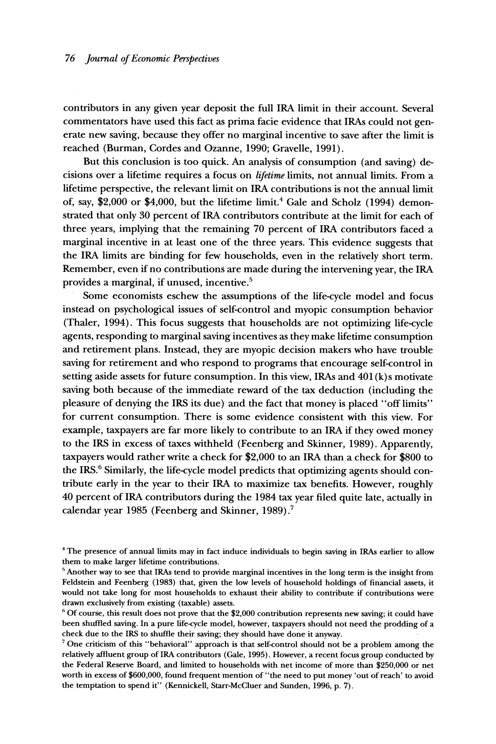contributors in any given year deposit the full IRA limit in their account. Several commentators have used this fact as prima facie evidence that IRAs could not generate new saving, because they offer no marginal incentive to save after the limit is reached (Burman, Cordes and Ozanne, 1990; Gravelle, 1991).

But this conclusion is too quick. An analysis of consumption (and saving) decisions over a lifetime requires a focus on *lifetime* limits, not annual limits. From a lifetime perspective, the relevant limit on IRA contributions is not the annual limit of, say, $2,000 or $4,000, but the lifetime limit.[4] Gale and Scholz (1994) demonstrated that only 30 percent of IRA contributors contribute at the limit for each of three years, implying that the remaining 70 percent of IRA contributors faced a marginal incentive in at least one of the three years. This evidence suggests that the IRA limits are binding for few households, even in the relatively short term. Remember, even if no contributions are made during the intervening year, the IRA provides a marginal, if unused, incentive.[5]

Some economists eschew the assumptions of the life-cycle model and focus instead on psychological issues of self-control and myopic consumption behavior (Thaler, 1994). This focus suggests that households are not optimizing life-cycle agents, responding to marginal saving incentives as they make lifetime consumption and retirement plans. Instead, they are myopic decision makers who have trouble saving for retirement and who respond to programs that encourage self-control in setting aside assets for future consumption. In this view, IRAs and 401(k)s motivate saving both because of the immediate reward of the tax deduction (including the pleasure of denying the IRS its due) and the fact that money is placed "off limits" for current consumption. There is some evidence consistent with this view. For example, taxpayers are far more likely to contribute to an IRA if they owed money to the IRS in excess of taxes withheld (Feenberg and Skinner, 1989). Apparently, taxpayers would rather write a check for $2,000 to an IRA than a check for $800 to the IRS.[6] Similarly, the life-cycle model predicts that optimizing agents should contribute early in the year to their IRA to maximize tax benefits. However, roughly 40 percent of IRA contributors during the 1984 tax year filed quite late, actually in calendar year 1985 (Feenberg and Skinner, 1989).[7]

---

[4] The presence of annual limits may in fact induce individuals to begin saving in IRAs earlier to allow them to make larger lifetime contributions.

[5] Another way to see that IRAs tend to provide marginal incentives in the long term is the insight from Feldstein and Feenberg (1983) that, given the low levels of household holdings of financial assets, it would not take long for most households to exhaust their ability to contribute if contributions were drawn exclusively from existing (taxable) assets.

[6] Of course, this result does not prove that the $2,000 contribution represents new saving; it could have been shuffled saving. In a pure life-cycle model, however, taxpayers should not need the prodding of a check due to the IRS to shuffle their saving; they should have done it anyway.

[7] One criticism of this "behavioral" approach is that self-control should not be a problem among the relatively affluent group of IRA contributors (Gale, 1995). However, a recent focus group conducted by the Federal Reserve Board, and limited to households with net income of more than $250,000 or net worth in excess of $600,000, found frequent mention of "the need to put money 'out of reach' to avoid the temptation to spend it" (Kennickell, Starr-McCluer and Sunden, 1996, p. 7).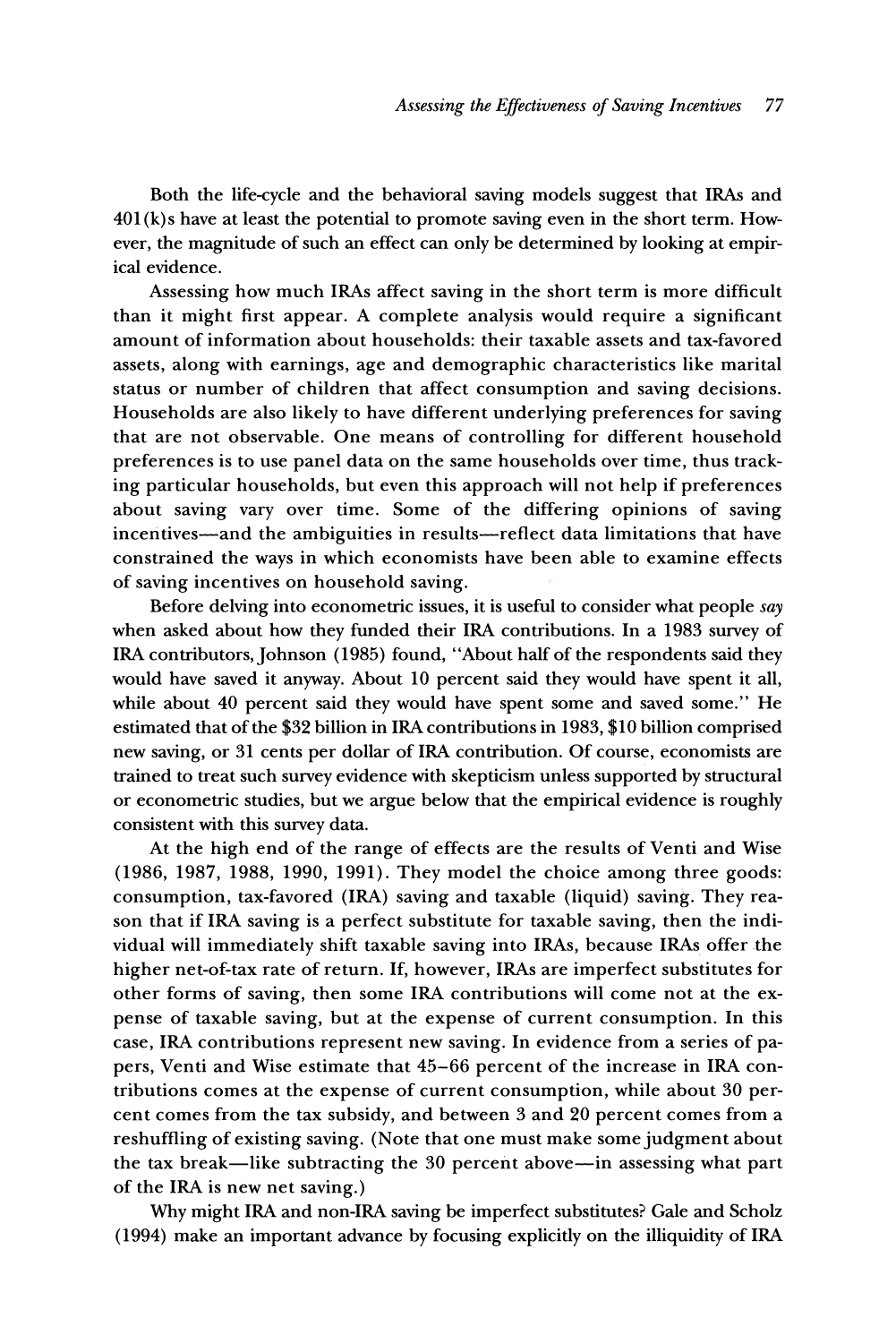Both the life-cycle and the behavioral saving models suggest that IRAs and 401(k)s have at least the potential to promote saving even in the short term. However, the magnitude of such an effect can only be determined by looking at empirical evidence.

Assessing how much IRAs affect saving in the short term is more difficult than it might first appear. A complete analysis would require a significant amount of information about households: their taxable assets and tax-favored assets, along with earnings, age and demographic characteristics like marital status or number of children that affect consumption and saving decisions. Households are also likely to have different underlying preferences for saving that are not observable. One means of controlling for different household preferences is to use panel data on the same households over time, thus tracking particular households, but even this approach will not help if preferences about saving vary over time. Some of the differing opinions of saving incentives—and the ambiguities in results—reflect data limitations that have constrained the ways in which economists have been able to examine effects of saving incentives on household saving.

Before delving into econometric issues, it is useful to consider what people *say* when asked about how they funded their IRA contributions. In a 1983 survey of IRA contributors, Johnson (1985) found, "About half of the respondents said they would have saved it anyway. About 10 percent said they would have spent it all, while about 40 percent said they would have spent some and saved some." He estimated that of the $32 billion in IRA contributions in 1983, $10 billion comprised new saving, or 31 cents per dollar of IRA contribution. Of course, economists are trained to treat such survey evidence with skepticism unless supported by structural or econometric studies, but we argue below that the empirical evidence is roughly consistent with this survey data.

At the high end of the range of effects are the results of Venti and Wise (1986, 1987, 1988, 1990, 1991). They model the choice among three goods: consumption, tax-favored (IRA) saving and taxable (liquid) saving. They reason that if IRA saving is a perfect substitute for taxable saving, then the individual will immediately shift taxable saving into IRAs, because IRAs offer the higher net-of-tax rate of return. If, however, IRAs are imperfect substitutes for other forms of saving, then some IRA contributions will come not at the expense of taxable saving, but at the expense of current consumption. In this case, IRA contributions represent new saving. In evidence from a series of papers, Venti and Wise estimate that 45–66 percent of the increase in IRA contributions comes at the expense of current consumption, while about 30 percent comes from the tax subsidy, and between 3 and 20 percent comes from a reshuffling of existing saving. (Note that one must make some judgment about the tax break—like subtracting the 30 percent above—in assessing what part of the IRA is new net saving.)

Why might IRA and non-IRA saving be imperfect substitutes? Gale and Scholz (1994) make an important advance by focusing explicitly on the illiquidity of IRA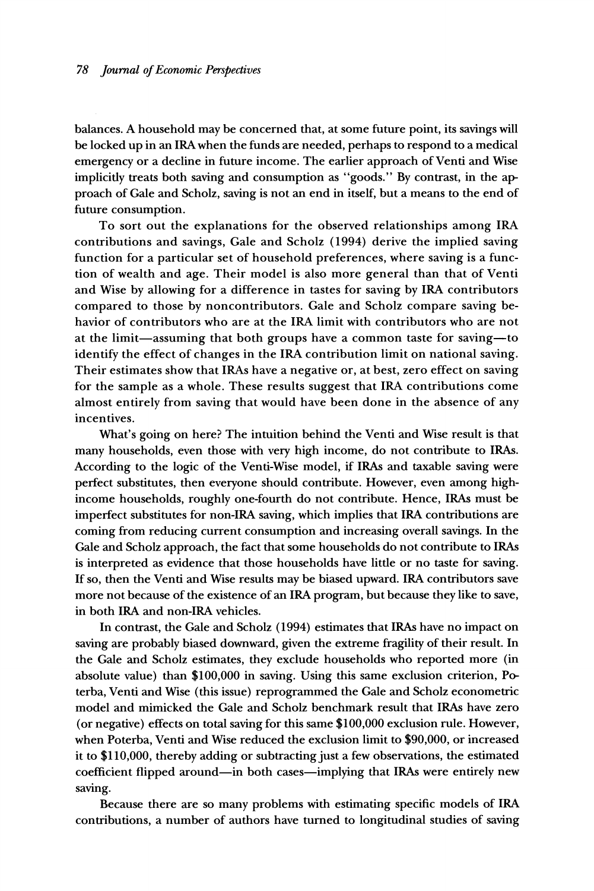balances. A household may be concerned that, at some future point, its savings will be locked up in an IRA when the funds are needed, perhaps to respond to a medical emergency or a decline in future income. The earlier approach of Venti and Wise implicitly treats both saving and consumption as "goods." By contrast, in the approach of Gale and Scholz, saving is not an end in itself, but a means to the end of future consumption.

To sort out the explanations for the observed relationships among IRA contributions and savings, Gale and Scholz (1994) derive the implied saving function for a particular set of household preferences, where saving is a function of wealth and age. Their model is also more general than that of Venti and Wise by allowing for a difference in tastes for saving by IRA contributors compared to those by noncontributors. Gale and Scholz compare saving behavior of contributors who are at the IRA limit with contributors who are not at the limit—assuming that both groups have a common taste for saving—to identify the effect of changes in the IRA contribution limit on national saving. Their estimates show that IRAs have a negative or, at best, zero effect on saving for the sample as a whole. These results suggest that IRA contributions come almost entirely from saving that would have been done in the absence of any incentives.

What's going on here? The intuition behind the Venti and Wise result is that many households, even those with very high income, do not contribute to IRAs. According to the logic of the Venti-Wise model, if IRAs and taxable saving were perfect substitutes, then everyone should contribute. However, even among high-income households, roughly one-fourth do not contribute. Hence, IRAs must be imperfect substitutes for non-IRA saving, which implies that IRA contributions are coming from reducing current consumption and increasing overall savings. In the Gale and Scholz approach, the fact that some households do not contribute to IRAs is interpreted as evidence that those households have little or no taste for saving. If so, then the Venti and Wise results may be biased upward. IRA contributors save more not because of the existence of an IRA program, but because they like to save, in both IRA and non-IRA vehicles.

In contrast, the Gale and Scholz (1994) estimates that IRAs have no impact on saving are probably biased downward, given the extreme fragility of their result. In the Gale and Scholz estimates, they exclude households who reported more (in absolute value) than $100,000 in saving. Using this same exclusion criterion, Poterba, Venti and Wise (this issue) reprogrammed the Gale and Scholz econometric model and mimicked the Gale and Scholz benchmark result that IRAs have zero (or negative) effects on total saving for this same $100,000 exclusion rule. However, when Poterba, Venti and Wise reduced the exclusion limit to $90,000, or increased it to $110,000, thereby adding or subtracting just a few observations, the estimated coefficient flipped around—in both cases—implying that IRAs were entirely new saving.

Because there are so many problems with estimating specific models of IRA contributions, a number of authors have turned to longitudinal studies of saving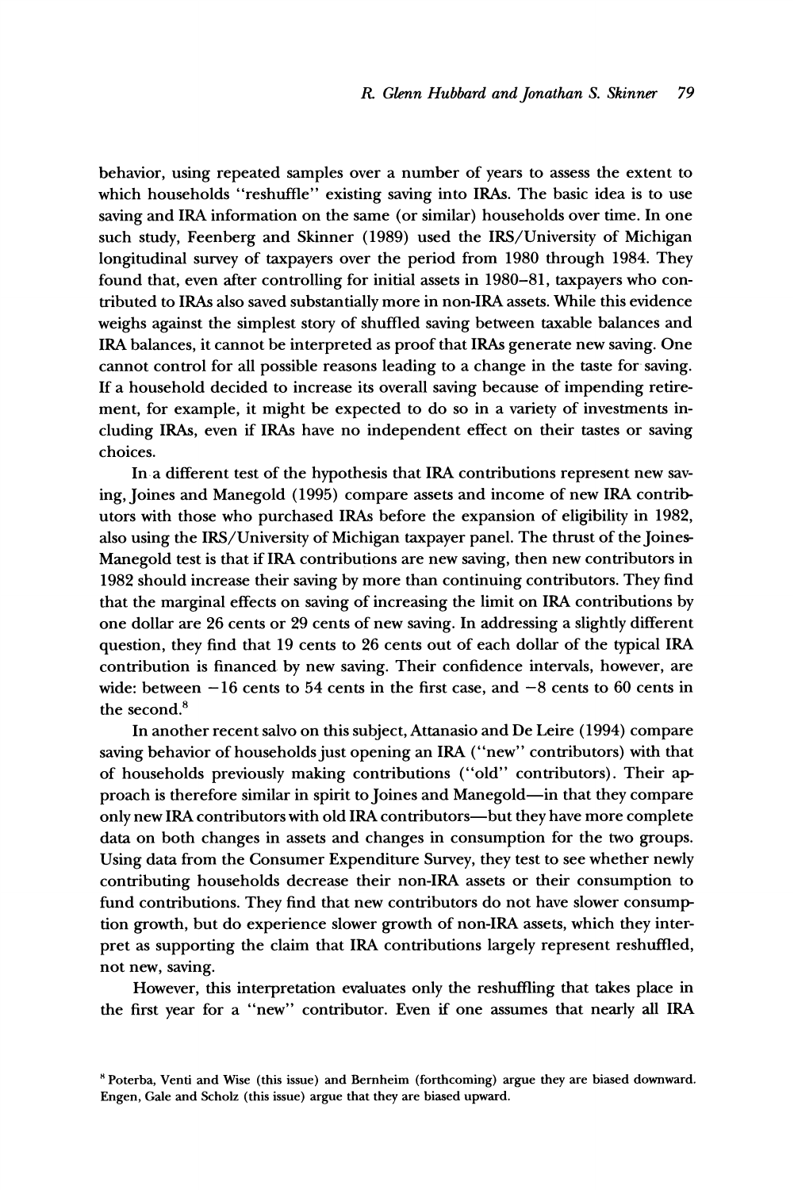behavior, using repeated samples over a number of years to assess the extent to which households "reshuffle" existing saving into IRAs. The basic idea is to use saving and IRA information on the same (or similar) households over time. In one such study, Feenberg and Skinner (1989) used the IRS/University of Michigan longitudinal survey of taxpayers over the period from 1980 through 1984. They found that, even after controlling for initial assets in 1980–81, taxpayers who contributed to IRAs also saved substantially more in non-IRA assets. While this evidence weighs against the simplest story of shuffled saving between taxable balances and IRA balances, it cannot be interpreted as proof that IRAs generate new saving. One cannot control for all possible reasons leading to a change in the taste for saving. If a household decided to increase its overall saving because of impending retirement, for example, it might be expected to do so in a variety of investments including IRAs, even if IRAs have no independent effect on their tastes or saving choices.

In a different test of the hypothesis that IRA contributions represent new saving, Joines and Manegold (1995) compare assets and income of new IRA contributors with those who purchased IRAs before the expansion of eligibility in 1982, also using the IRS/University of Michigan taxpayer panel. The thrust of the Joines-Manegold test is that if IRA contributions are new saving, then new contributors in 1982 should increase their saving by more than continuing contributors. They find that the marginal effects on saving of increasing the limit on IRA contributions by one dollar are 26 cents or 29 cents of new saving. In addressing a slightly different question, they find that 19 cents to 26 cents out of each dollar of the typical IRA contribution is financed by new saving. Their confidence intervals, however, are wide: between −16 cents to 54 cents in the first case, and −8 cents to 60 cents in the second.[8]

In another recent salvo on this subject, Attanasio and De Leire (1994) compare saving behavior of households just opening an IRA ("new" contributors) with that of households previously making contributions ("old" contributors). Their approach is therefore similar in spirit to Joines and Manegold—in that they compare only new IRA contributors with old IRA contributors—but they have more complete data on both changes in assets and changes in consumption for the two groups. Using data from the Consumer Expenditure Survey, they test to see whether newly contributing households decrease their non-IRA assets or their consumption to fund contributions. They find that new contributors do not have slower consumption growth, but do experience slower growth of non-IRA assets, which they interpret as supporting the claim that IRA contributions largely represent reshuffled, not new, saving.

However, this interpretation evaluates only the reshuffling that takes place in the first year for a "new" contributor. Even if one assumes that nearly all IRA

[8] Poterba, Venti and Wise (this issue) and Bernheim (forthcoming) argue they are biased downward. Engen, Gale and Scholz (this issue) argue that they are biased upward.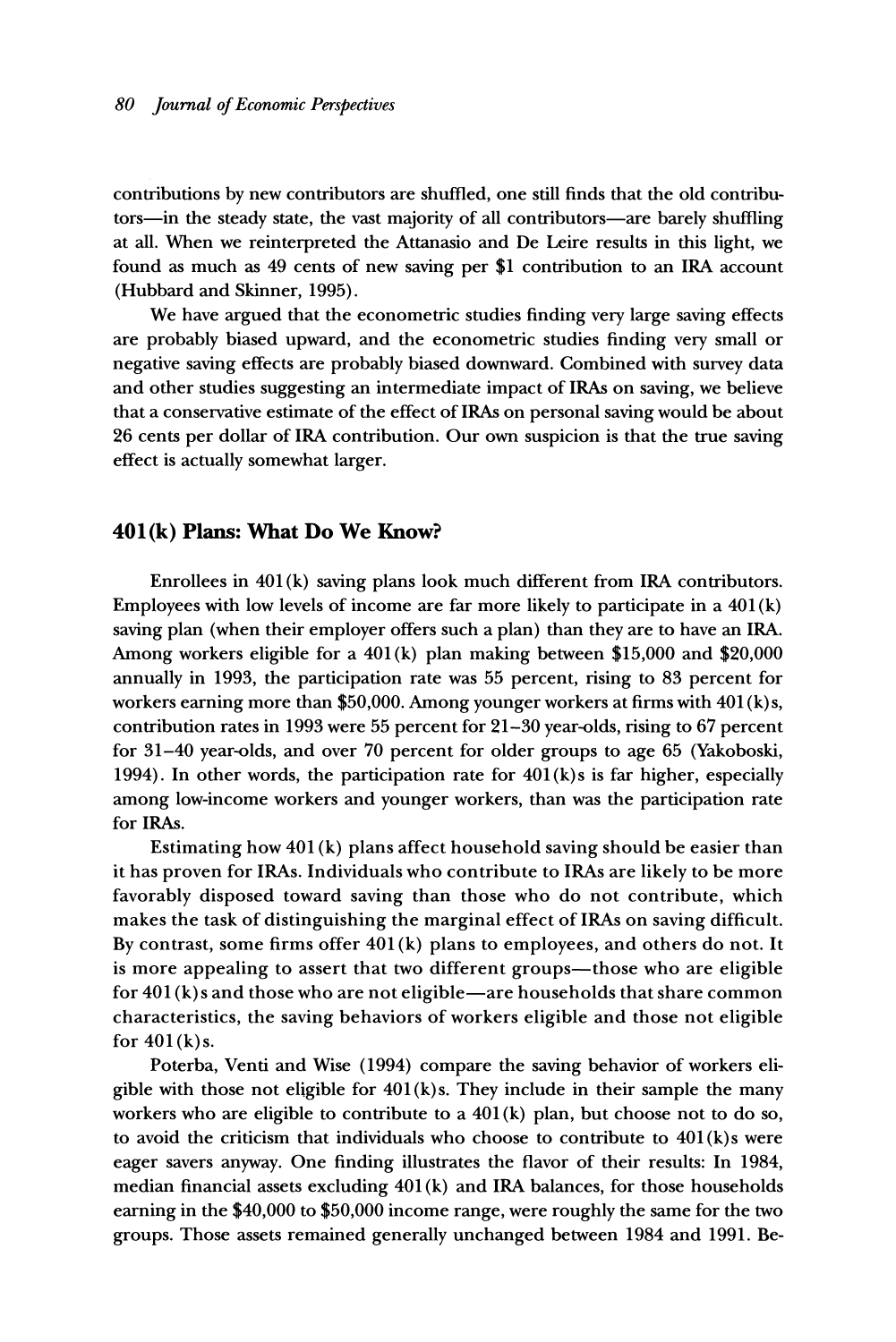contributions by new contributors are shuffled, one still finds that the old contributors—in the steady state, the vast majority of all contributors—are barely shuffling at all. When we reinterpreted the Attanasio and De Leire results in this light, we found as much as 49 cents of new saving per $1 contribution to an IRA account (Hubbard and Skinner, 1995).

We have argued that the econometric studies finding very large saving effects are probably biased upward, and the econometric studies finding very small or negative saving effects are probably biased downward. Combined with survey data and other studies suggesting an intermediate impact of IRAs on saving, we believe that a conservative estimate of the effect of IRAs on personal saving would be about 26 cents per dollar of IRA contribution. Our own suspicion is that the true saving effect is actually somewhat larger.

## 401(k) Plans: What Do We Know?

Enrollees in 401(k) saving plans look much different from IRA contributors. Employees with low levels of income are far more likely to participate in a 401(k) saving plan (when their employer offers such a plan) than they are to have an IRA. Among workers eligible for a 401(k) plan making between $15,000 and $20,000 annually in 1993, the participation rate was 55 percent, rising to 83 percent for workers earning more than $50,000. Among younger workers at firms with 401(k)s, contribution rates in 1993 were 55 percent for 21–30 year-olds, rising to 67 percent for 31–40 year-olds, and over 70 percent for older groups to age 65 (Yakoboski, 1994). In other words, the participation rate for 401(k)s is far higher, especially among low-income workers and younger workers, than was the participation rate for IRAs.

Estimating how 401(k) plans affect household saving should be easier than it has proven for IRAs. Individuals who contribute to IRAs are likely to be more favorably disposed toward saving than those who do not contribute, which makes the task of distinguishing the marginal effect of IRAs on saving difficult. By contrast, some firms offer 401(k) plans to employees, and others do not. It is more appealing to assert that two different groups—those who are eligible for 401(k)s and those who are not eligible—are households that share common characteristics, the saving behaviors of workers eligible and those not eligible for 401(k)s.

Poterba, Venti and Wise (1994) compare the saving behavior of workers eligible with those not eligible for 401(k)s. They include in their sample the many workers who are eligible to contribute to a 401(k) plan, but choose not to do so, to avoid the criticism that individuals who choose to contribute to 401(k)s were eager savers anyway. One finding illustrates the flavor of their results: In 1984, median financial assets excluding 401(k) and IRA balances, for those households earning in the $40,000 to $50,000 income range, were roughly the same for the two groups. Those assets remained generally unchanged between 1984 and 1991. Be-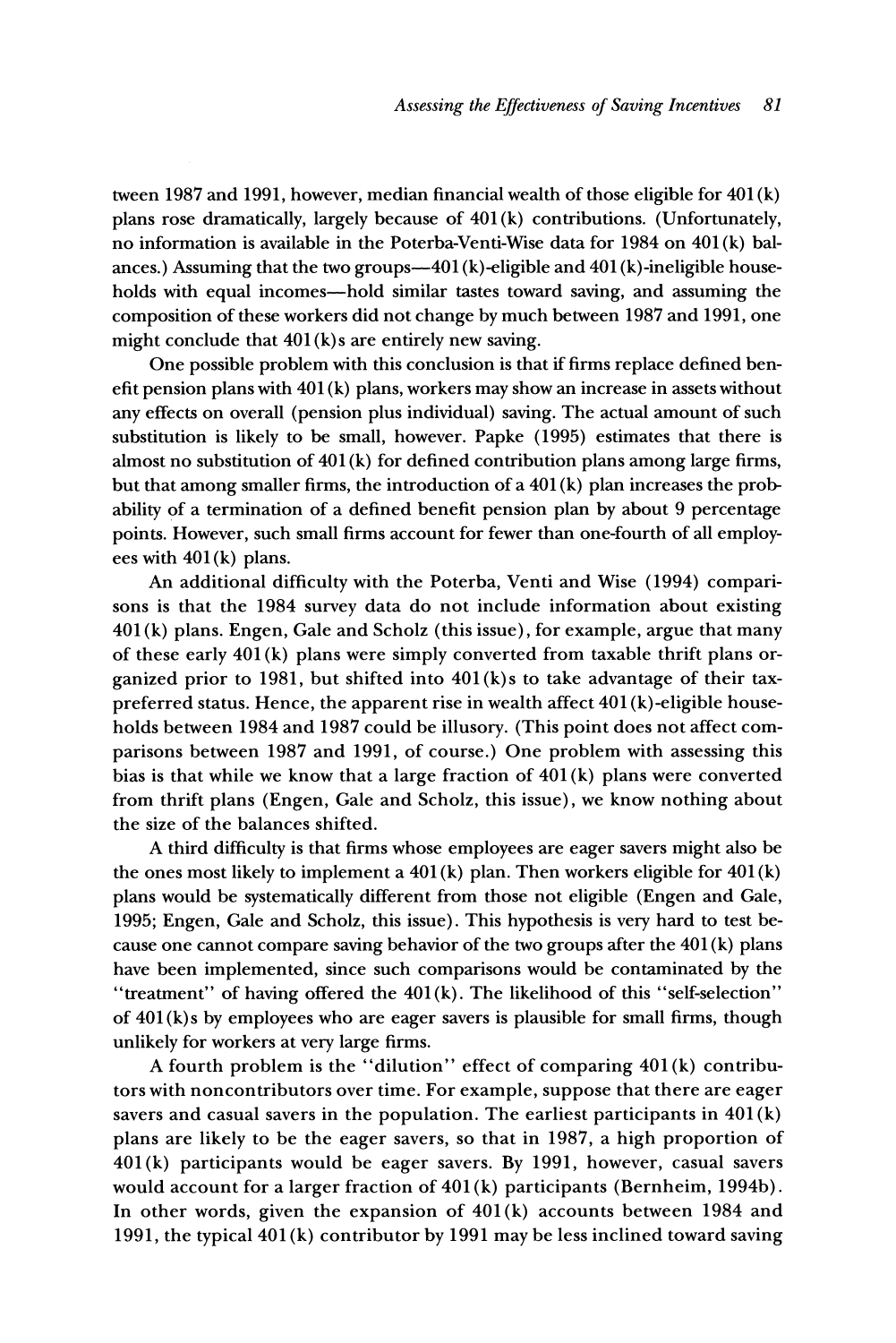tween 1987 and 1991, however, median financial wealth of those eligible for 401(k) plans rose dramatically, largely because of 401(k) contributions. (Unfortunately, no information is available in the Poterba-Venti-Wise data for 1984 on 401(k) balances.) Assuming that the two groups—401(k)-eligible and 401(k)-ineligible households with equal incomes—hold similar tastes toward saving, and assuming the composition of these workers did not change by much between 1987 and 1991, one might conclude that 401(k)s are entirely new saving.

One possible problem with this conclusion is that if firms replace defined benefit pension plans with 401(k) plans, workers may show an increase in assets without any effects on overall (pension plus individual) saving. The actual amount of such substitution is likely to be small, however. Papke (1995) estimates that there is almost no substitution of 401(k) for defined contribution plans among large firms, but that among smaller firms, the introduction of a 401(k) plan increases the probability of a termination of a defined benefit pension plan by about 9 percentage points. However, such small firms account for fewer than one-fourth of all employees with 401(k) plans.

An additional difficulty with the Poterba, Venti and Wise (1994) comparisons is that the 1984 survey data do not include information about existing 401(k) plans. Engen, Gale and Scholz (this issue), for example, argue that many of these early 401(k) plans were simply converted from taxable thrift plans organized prior to 1981, but shifted into 401(k)s to take advantage of their tax-preferred status. Hence, the apparent rise in wealth affect 401(k)-eligible households between 1984 and 1987 could be illusory. (This point does not affect comparisons between 1987 and 1991, of course.) One problem with assessing this bias is that while we know that a large fraction of 401(k) plans were converted from thrift plans (Engen, Gale and Scholz, this issue), we know nothing about the size of the balances shifted.

A third difficulty is that firms whose employees are eager savers might also be the ones most likely to implement a 401(k) plan. Then workers eligible for 401(k) plans would be systematically different from those not eligible (Engen and Gale, 1995; Engen, Gale and Scholz, this issue). This hypothesis is very hard to test because one cannot compare saving behavior of the two groups after the 401(k) plans have been implemented, since such comparisons would be contaminated by the "treatment" of having offered the 401(k). The likelihood of this "self-selection" of 401(k)s by employees who are eager savers is plausible for small firms, though unlikely for workers at very large firms.

A fourth problem is the "dilution" effect of comparing 401(k) contributors with noncontributors over time. For example, suppose that there are eager savers and casual savers in the population. The earliest participants in 401(k) plans are likely to be the eager savers, so that in 1987, a high proportion of 401(k) participants would be eager savers. By 1991, however, casual savers would account for a larger fraction of 401(k) participants (Bernheim, 1994b). In other words, given the expansion of 401(k) accounts between 1984 and 1991, the typical 401(k) contributor by 1991 may be less inclined toward saving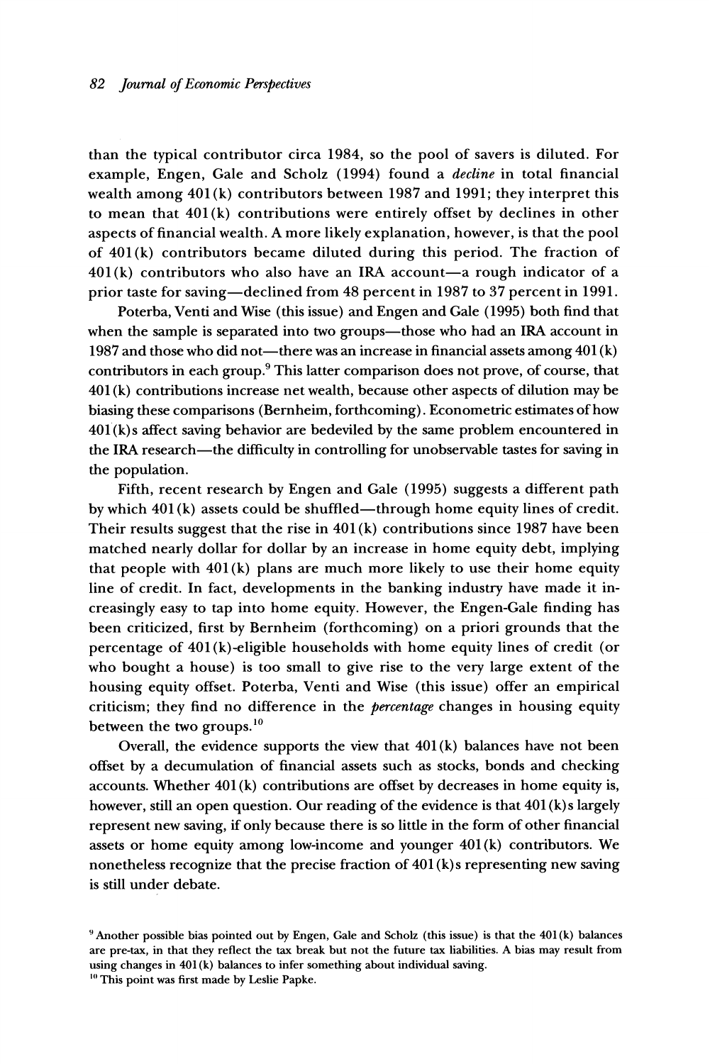than the typical contributor circa 1984, so the pool of savers is diluted. For example, Engen, Gale and Scholz (1994) found a *decline* in total financial wealth among 401(k) contributors between 1987 and 1991; they interpret this to mean that 401(k) contributions were entirely offset by declines in other aspects of financial wealth. A more likely explanation, however, is that the pool of 401(k) contributors became diluted during this period. The fraction of 401(k) contributors who also have an IRA account—a rough indicator of a prior taste for saving—declined from 48 percent in 1987 to 37 percent in 1991.

Poterba, Venti and Wise (this issue) and Engen and Gale (1995) both find that when the sample is separated into two groups—those who had an IRA account in 1987 and those who did not—there was an increase in financial assets among 401(k) contributors in each group.[9] This latter comparison does not prove, of course, that 401(k) contributions increase net wealth, because other aspects of dilution may be biasing these comparisons (Bernheim, forthcoming). Econometric estimates of how 401(k)s affect saving behavior are bedeviled by the same problem encountered in the IRA research—the difficulty in controlling for unobservable tastes for saving in the population.

Fifth, recent research by Engen and Gale (1995) suggests a different path by which 401(k) assets could be shuffled—through home equity lines of credit. Their results suggest that the rise in 401(k) contributions since 1987 have been matched nearly dollar for dollar by an increase in home equity debt, implying that people with 401(k) plans are much more likely to use their home equity line of credit. In fact, developments in the banking industry have made it increasingly easy to tap into home equity. However, the Engen-Gale finding has been criticized, first by Bernheim (forthcoming) on a priori grounds that the percentage of 401(k)-eligible households with home equity lines of credit (or who bought a house) is too small to give rise to the very large extent of the housing equity offset. Poterba, Venti and Wise (this issue) offer an empirical criticism; they find no difference in the *percentage* changes in housing equity between the two groups.[10]

Overall, the evidence supports the view that 401(k) balances have not been offset by a decumulation of financial assets such as stocks, bonds and checking accounts. Whether 401(k) contributions are offset by decreases in home equity is, however, still an open question. Our reading of the evidence is that 401(k)s largely represent new saving, if only because there is so little in the form of other financial assets or home equity among low-income and younger 401(k) contributors. We nonetheless recognize that the precise fraction of 401(k)s representing new saving is still under debate.

[9] Another possible bias pointed out by Engen, Gale and Scholz (this issue) is that the 401(k) balances are pre-tax, in that they reflect the tax break but not the future tax liabilities. A bias may result from using changes in 401(k) balances to infer something about individual saving.

[10] This point was first made by Leslie Papke.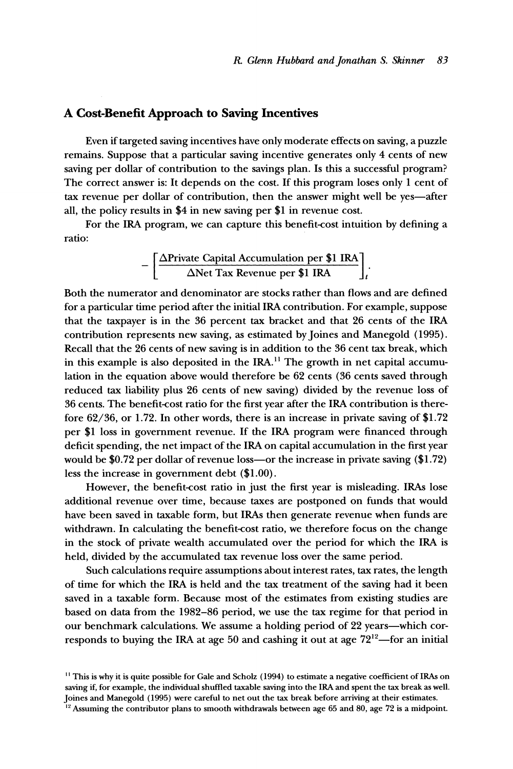## A Cost-Benefit Approach to Saving Incentives

Even if targeted saving incentives have only moderate effects on saving, a puzzle remains. Suppose that a particular saving incentive generates only 4 cents of new saving per dollar of contribution to the savings plan. Is this a successful program? The correct answer is: It depends on the cost. If this program loses only 1 cent of tax revenue per dollar of contribution, then the answer might well be yes—after all, the policy results in \$4 in new saving per \$1 in revenue cost.

For the IRA program, we can capture this benefit-cost intuition by defining a ratio:

$$-\left[\frac{\Delta\text{Private Capital Accumulation per \$1 IRA}}{\Delta\text{Net Tax Revenue per \$1 IRA}}\right]_t.$$

Both the numerator and denominator are stocks rather than flows and are defined for a particular time period after the initial IRA contribution. For example, suppose that the taxpayer is in the 36 percent tax bracket and that 26 cents of the IRA contribution represents new saving, as estimated by Joines and Manegold (1995). Recall that the 26 cents of new saving is in addition to the 36 cent tax break, which in this example is also deposited in the IRA.[11] The growth in net capital accumulation in the equation above would therefore be 62 cents (36 cents saved through reduced tax liability plus 26 cents of new saving) divided by the revenue loss of 36 cents. The benefit-cost ratio for the first year after the IRA contribution is therefore 62/36, or 1.72. In other words, there is an increase in private saving of \$1.72 per \$1 loss in government revenue. If the IRA program were financed through deficit spending, the net impact of the IRA on capital accumulation in the first year would be \$0.72 per dollar of revenue loss—or the increase in private saving (\$1.72) less the increase in government debt (\$1.00).

However, the benefit-cost ratio in just the first year is misleading. IRAs lose additional revenue over time, because taxes are postponed on funds that would have been saved in taxable form, but IRAs then generate revenue when funds are withdrawn. In calculating the benefit-cost ratio, we therefore focus on the change in the stock of private wealth accumulated over the period for which the IRA is held, divided by the accumulated tax revenue loss over the same period.

Such calculations require assumptions about interest rates, tax rates, the length of time for which the IRA is held and the tax treatment of the saving had it been saved in a taxable form. Because most of the estimates from existing studies are based on data from the 1982–86 period, we use the tax regime for that period in our benchmark calculations. We assume a holding period of 22 years—which corresponds to buying the IRA at age 50 and cashing it out at age 72[12]—for an initial

[11] This is why it is quite possible for Gale and Scholz (1994) to estimate a negative coefficient of IRAs on saving if, for example, the individual shuffled taxable saving into the IRA and spent the tax break as well. Joines and Manegold (1995) were careful to net out the tax break before arriving at their estimates.

[12] Assuming the contributor plans to smooth withdrawals between age 65 and 80, age 72 is a midpoint.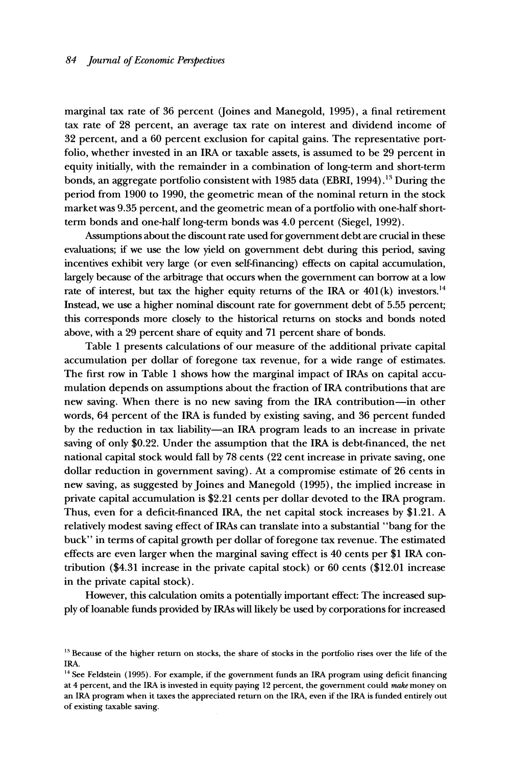marginal tax rate of 36 percent (Joines and Manegold, 1995), a final retirement tax rate of 28 percent, an average tax rate on interest and dividend income of 32 percent, and a 60 percent exclusion for capital gains. The representative portfolio, whether invested in an IRA or taxable assets, is assumed to be 29 percent in equity initially, with the remainder in a combination of long-term and short-term bonds, an aggregate portfolio consistent with 1985 data (EBRI, 1994).[13] During the period from 1900 to 1990, the geometric mean of the nominal return in the stock market was 9.35 percent, and the geometric mean of a portfolio with one-half short-term bonds and one-half long-term bonds was 4.0 percent (Siegel, 1992).

Assumptions about the discount rate used for government debt are crucial in these evaluations; if we use the low yield on government debt during this period, saving incentives exhibit very large (or even self-financing) effects on capital accumulation, largely because of the arbitrage that occurs when the government can borrow at a low rate of interest, but tax the higher equity returns of the IRA or 401(k) investors.[14] Instead, we use a higher nominal discount rate for government debt of 5.55 percent; this corresponds more closely to the historical returns on stocks and bonds noted above, with a 29 percent share of equity and 71 percent share of bonds.

Table 1 presents calculations of our measure of the additional private capital accumulation per dollar of foregone tax revenue, for a wide range of estimates. The first row in Table 1 shows how the marginal impact of IRAs on capital accumulation depends on assumptions about the fraction of IRA contributions that are new saving. When there is no new saving from the IRA contribution—in other words, 64 percent of the IRA is funded by existing saving, and 36 percent funded by the reduction in tax liability—an IRA program leads to an increase in private saving of only $0.22. Under the assumption that the IRA is debt-financed, the net national capital stock would fall by 78 cents (22 cent increase in private saving, one dollar reduction in government saving). At a compromise estimate of 26 cents in new saving, as suggested by Joines and Manegold (1995), the implied increase in private capital accumulation is $2.21 cents per dollar devoted to the IRA program. Thus, even for a deficit-financed IRA, the net capital stock increases by $1.21. A relatively modest saving effect of IRAs can translate into a substantial "bang for the buck" in terms of capital growth per dollar of foregone tax revenue. The estimated effects are even larger when the marginal saving effect is 40 cents per $1 IRA contribution ($4.31 increase in the private capital stock) or 60 cents ($12.01 increase in the private capital stock).

However, this calculation omits a potentially important effect: The increased supply of loanable funds provided by IRAs will likely be used by corporations for increased

[13] Because of the higher return on stocks, the share of stocks in the portfolio rises over the life of the IRA.

[14] See Feldstein (1995). For example, if the government funds an IRA program using deficit financing at 4 percent, and the IRA is invested in equity paying 12 percent, the government could *make* money on an IRA program when it taxes the appreciated return on the IRA, even if the IRA is funded entirely out of existing taxable saving.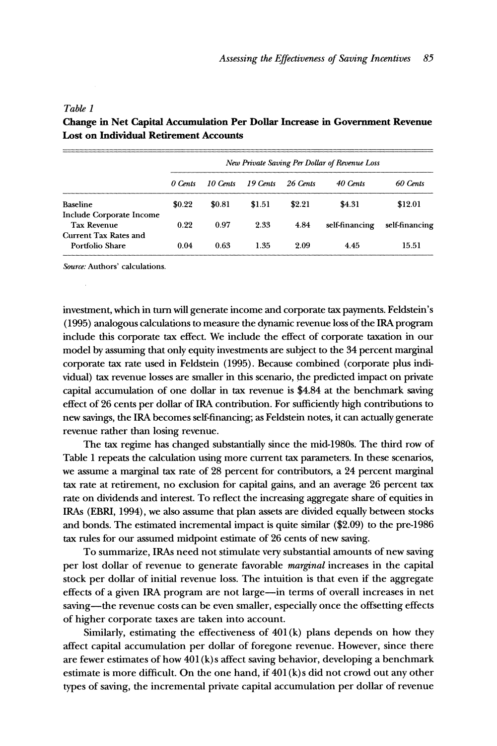*Table 1*

**Change in Net Capital Accumulation Per Dollar Increase in Government Revenue Lost on Individual Retirement Accounts**

| | *New Private Saving Per Dollar of Revenue Loss* | | | | | |
|---|---|---|---|---|---|---|
| | *0 Cents* | *10 Cents* | *19 Cents* | *26 Cents* | *40 Cents* | *60 Cents* |
| Baseline | $0.22 | $0.81 | $1.51 | $2.21 | $4.31 | $12.01 |
| Include Corporate Income Tax Revenue | 0.22 | 0.97 | 2.33 | 4.84 | self-financing | self-financing |
| Current Tax Rates and Portfolio Share | 0.04 | 0.63 | 1.35 | 2.09 | 4.45 | 15.51 |

*Source:* Authors' calculations.

investment, which in turn will generate income and corporate tax payments. Feldstein's (1995) analogous calculations to measure the dynamic revenue loss of the IRA program include this corporate tax effect. We include the effect of corporate taxation in our model by assuming that only equity investments are subject to the 34 percent marginal corporate tax rate used in Feldstein (1995). Because combined (corporate plus individual) tax revenue losses are smaller in this scenario, the predicted impact on private capital accumulation of one dollar in tax revenue is $4.84 at the benchmark saving effect of 26 cents per dollar of IRA contribution. For sufficiently high contributions to new savings, the IRA becomes self-financing; as Feldstein notes, it can actually generate revenue rather than losing revenue.

The tax regime has changed substantially since the mid-1980s. The third row of Table 1 repeats the calculation using more current tax parameters. In these scenarios, we assume a marginal tax rate of 28 percent for contributors, a 24 percent marginal tax rate at retirement, no exclusion for capital gains, and an average 26 percent tax rate on dividends and interest. To reflect the increasing aggregate share of equities in IRAs (EBRI, 1994), we also assume that plan assets are divided equally between stocks and bonds. The estimated incremental impact is quite similar ($2.09) to the pre-1986 tax rules for our assumed midpoint estimate of 26 cents of new saving.

To summarize, IRAs need not stimulate very substantial amounts of new saving per lost dollar of revenue to generate favorable *marginal* increases in the capital stock per dollar of initial revenue loss. The intuition is that even if the aggregate effects of a given IRA program are not large—in terms of overall increases in net saving—the revenue costs can be even smaller, especially once the offsetting effects of higher corporate taxes are taken into account.

Similarly, estimating the effectiveness of 401(k) plans depends on how they affect capital accumulation per dollar of foregone revenue. However, since there are fewer estimates of how 401(k)s affect saving behavior, developing a benchmark estimate is more difficult. On the one hand, if 401(k)s did not crowd out any other types of saving, the incremental private capital accumulation per dollar of revenue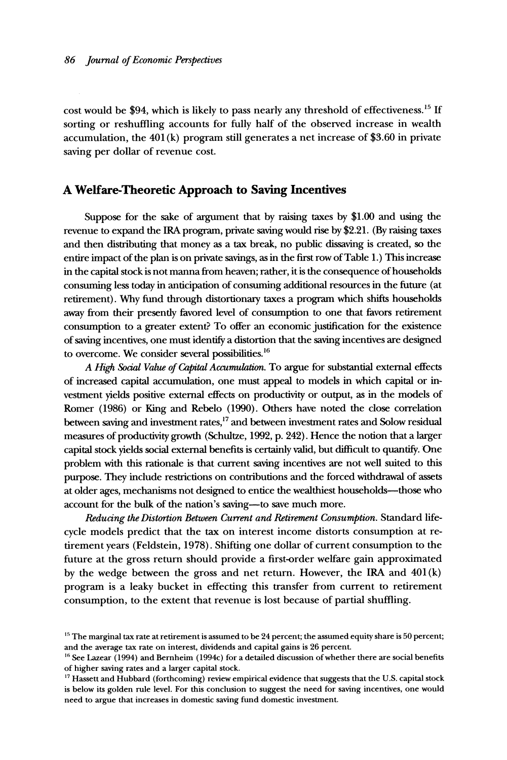cost would be $94, which is likely to pass nearly any threshold of effectiveness.[15] If sorting or reshuffling accounts for fully half of the observed increase in wealth accumulation, the 401(k) program still generates a net increase of $3.60 in private saving per dollar of revenue cost.

## A Welfare-Theoretic Approach to Saving Incentives

Suppose for the sake of argument that by raising taxes by $1.00 and using the revenue to expand the IRA program, private saving would rise by $2.21. (By raising taxes and then distributing that money as a tax break, no public dissaving is created, so the entire impact of the plan is on private savings, as in the first row of Table 1.) This increase in the capital stock is not manna from heaven; rather, it is the consequence of households consuming less today in anticipation of consuming additional resources in the future (at retirement). Why fund through distortionary taxes a program which shifts households away from their presently favored level of consumption to one that favors retirement consumption to a greater extent? To offer an economic justification for the existence of saving incentives, one must identify a distortion that the saving incentives are designed to overcome. We consider several possibilities.[16]

*A High Social Value of Capital Accumulation.* To argue for substantial external effects of increased capital accumulation, one must appeal to models in which capital or investment yields positive external effects on productivity or output, as in the models of Romer (1986) or King and Rebelo (1990). Others have noted the close correlation between saving and investment rates,[17] and between investment rates and Solow residual measures of productivity growth (Schultze, 1992, p. 242). Hence the notion that a larger capital stock yields social external benefits is certainly valid, but difficult to quantify. One problem with this rationale is that current saving incentives are not well suited to this purpose. They include restrictions on contributions and the forced withdrawal of assets at older ages, mechanisms not designed to entice the wealthiest households—those who account for the bulk of the nation's saving—to save much more.

*Reducing the Distortion Between Current and Retirement Consumption.* Standard life-cycle models predict that the tax on interest income distorts consumption at retirement years (Feldstein, 1978). Shifting one dollar of current consumption to the future at the gross return should provide a first-order welfare gain approximated by the wedge between the gross and net return. However, the IRA and 401(k) program is a leaky bucket in effecting this transfer from current to retirement consumption, to the extent that revenue is lost because of partial shuffling.

[15] The marginal tax rate at retirement is assumed to be 24 percent; the assumed equity share is 50 percent; and the average tax rate on interest, dividends and capital gains is 26 percent.

[16] See Lazear (1994) and Bernheim (1994c) for a detailed discussion of whether there are social benefits of higher saving rates and a larger capital stock.

[17] Hassett and Hubbard (forthcoming) review empirical evidence that suggests that the U.S. capital stock is below its golden rule level. For this conclusion to suggest the need for saving incentives, one would need to argue that increases in domestic saving fund domestic investment.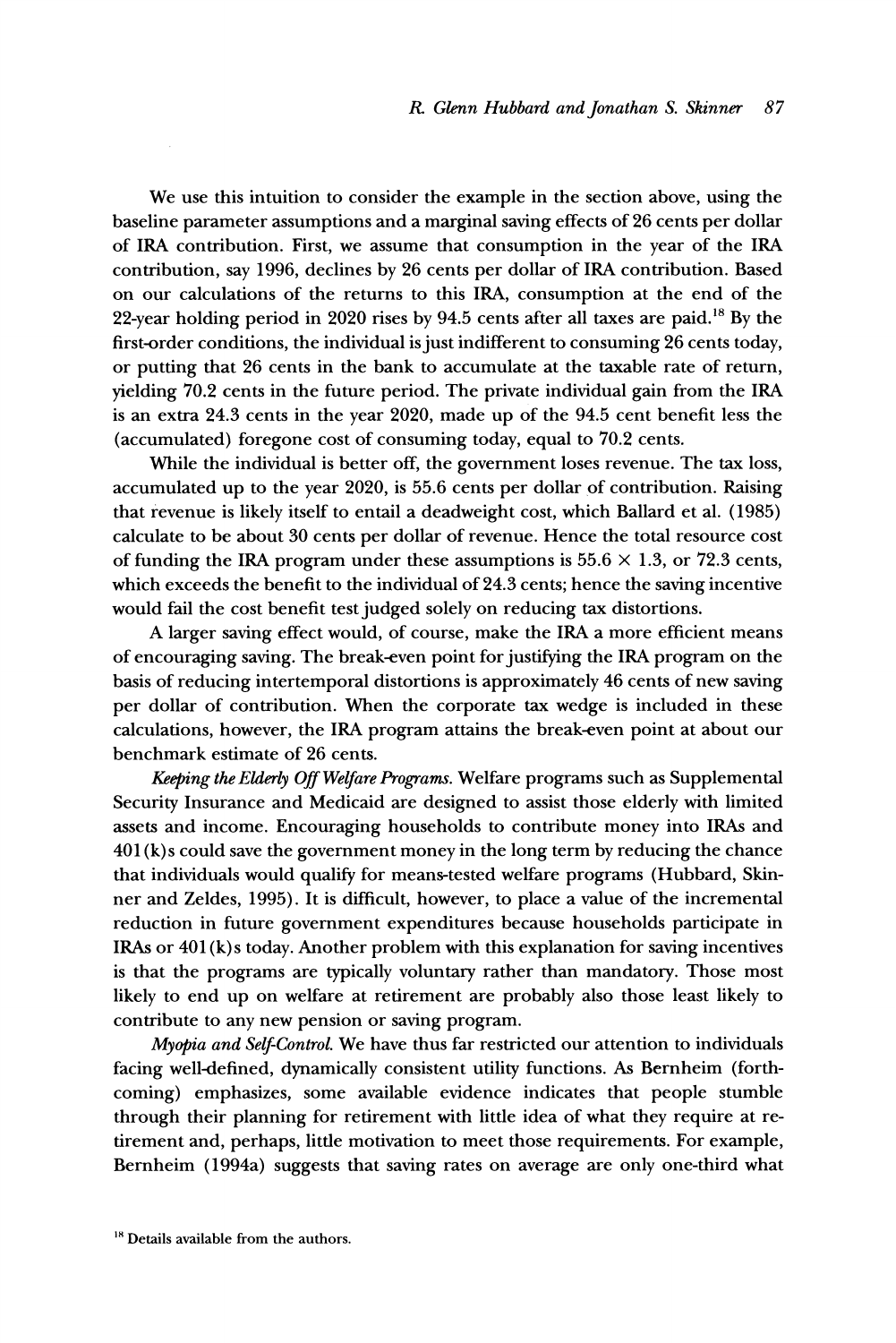We use this intuition to consider the example in the section above, using the baseline parameter assumptions and a marginal saving effects of 26 cents per dollar of IRA contribution. First, we assume that consumption in the year of the IRA contribution, say 1996, declines by 26 cents per dollar of IRA contribution. Based on our calculations of the returns to this IRA, consumption at the end of the 22-year holding period in 2020 rises by 94.5 cents after all taxes are paid.[18] By the first-order conditions, the individual is just indifferent to consuming 26 cents today, or putting that 26 cents in the bank to accumulate at the taxable rate of return, yielding 70.2 cents in the future period. The private individual gain from the IRA is an extra 24.3 cents in the year 2020, made up of the 94.5 cent benefit less the (accumulated) foregone cost of consuming today, equal to 70.2 cents.

While the individual is better off, the government loses revenue. The tax loss, accumulated up to the year 2020, is 55.6 cents per dollar of contribution. Raising that revenue is likely itself to entail a deadweight cost, which Ballard et al. (1985) calculate to be about 30 cents per dollar of revenue. Hence the total resource cost of funding the IRA program under these assumptions is $55.6 \times 1.3$, or 72.3 cents, which exceeds the benefit to the individual of 24.3 cents; hence the saving incentive would fail the cost benefit test judged solely on reducing tax distortions.

A larger saving effect would, of course, make the IRA a more efficient means of encouraging saving. The break-even point for justifying the IRA program on the basis of reducing intertemporal distortions is approximately 46 cents of new saving per dollar of contribution. When the corporate tax wedge is included in these calculations, however, the IRA program attains the break-even point at about our benchmark estimate of 26 cents.

*Keeping the Elderly Off Welfare Programs.* Welfare programs such as Supplemental Security Insurance and Medicaid are designed to assist those elderly with limited assets and income. Encouraging households to contribute money into IRAs and 401(k)s could save the government money in the long term by reducing the chance that individuals would qualify for means-tested welfare programs (Hubbard, Skinner and Zeldes, 1995). It is difficult, however, to place a value of the incremental reduction in future government expenditures because households participate in IRAs or 401(k)s today. Another problem with this explanation for saving incentives is that the programs are typically voluntary rather than mandatory. Those most likely to end up on welfare at retirement are probably also those least likely to contribute to any new pension or saving program.

*Myopia and Self-Control.* We have thus far restricted our attention to individuals facing well-defined, dynamically consistent utility functions. As Bernheim (forthcoming) emphasizes, some available evidence indicates that people stumble through their planning for retirement with little idea of what they require at retirement and, perhaps, little motivation to meet those requirements. For example, Bernheim (1994a) suggests that saving rates on average are only one-third what

[18] Details available from the authors.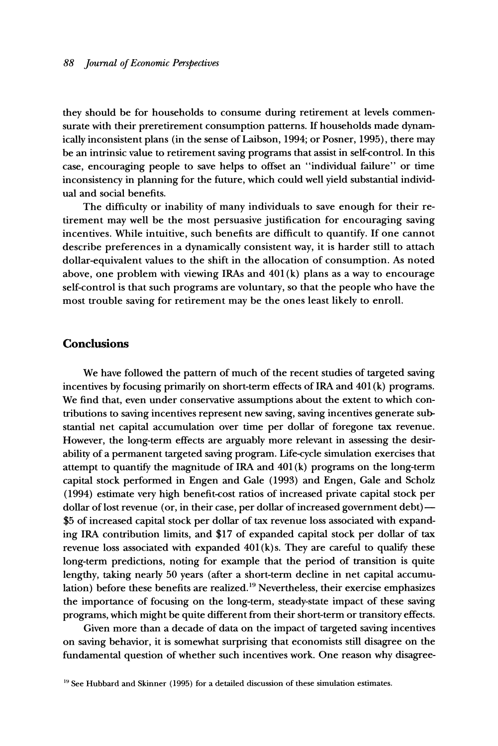they should be for households to consume during retirement at levels commensurate with their preretirement consumption patterns. If households made dynamically inconsistent plans (in the sense of Laibson, 1994; or Posner, 1995), there may be an intrinsic value to retirement saving programs that assist in self-control. In this case, encouraging people to save helps to offset an "individual failure" or time inconsistency in planning for the future, which could well yield substantial individual and social benefits.

The difficulty or inability of many individuals to save enough for their retirement may well be the most persuasive justification for encouraging saving incentives. While intuitive, such benefits are difficult to quantify. If one cannot describe preferences in a dynamically consistent way, it is harder still to attach dollar-equivalent values to the shift in the allocation of consumption. As noted above, one problem with viewing IRAs and 401(k) plans as a way to encourage self-control is that such programs are voluntary, so that the people who have the most trouble saving for retirement may be the ones least likely to enroll.

## Conclusions

We have followed the pattern of much of the recent studies of targeted saving incentives by focusing primarily on short-term effects of IRA and 401(k) programs. We find that, even under conservative assumptions about the extent to which contributions to saving incentives represent new saving, saving incentives generate substantial net capital accumulation over time per dollar of foregone tax revenue. However, the long-term effects are arguably more relevant in assessing the desirability of a permanent targeted saving program. Life-cycle simulation exercises that attempt to quantify the magnitude of IRA and 401(k) programs on the long-term capital stock performed in Engen and Gale (1993) and Engen, Gale and Scholz (1994) estimate very high benefit-cost ratios of increased private capital stock per dollar of lost revenue (or, in their case, per dollar of increased government debt)—$5 of increased capital stock per dollar of tax revenue loss associated with expanding IRA contribution limits, and $17 of expanded capital stock per dollar of tax revenue loss associated with expanded 401(k)s. They are careful to qualify these long-term predictions, noting for example that the period of transition is quite lengthy, taking nearly 50 years (after a short-term decline in net capital accumulation) before these benefits are realized.[19] Nevertheless, their exercise emphasizes the importance of focusing on the long-term, steady-state impact of these saving programs, which might be quite different from their short-term or transitory effects.

Given more than a decade of data on the impact of targeted saving incentives on saving behavior, it is somewhat surprising that economists still disagree on the fundamental question of whether such incentives work. One reason why disagree-

[19] See Hubbard and Skinner (1995) for a detailed discussion of these simulation estimates.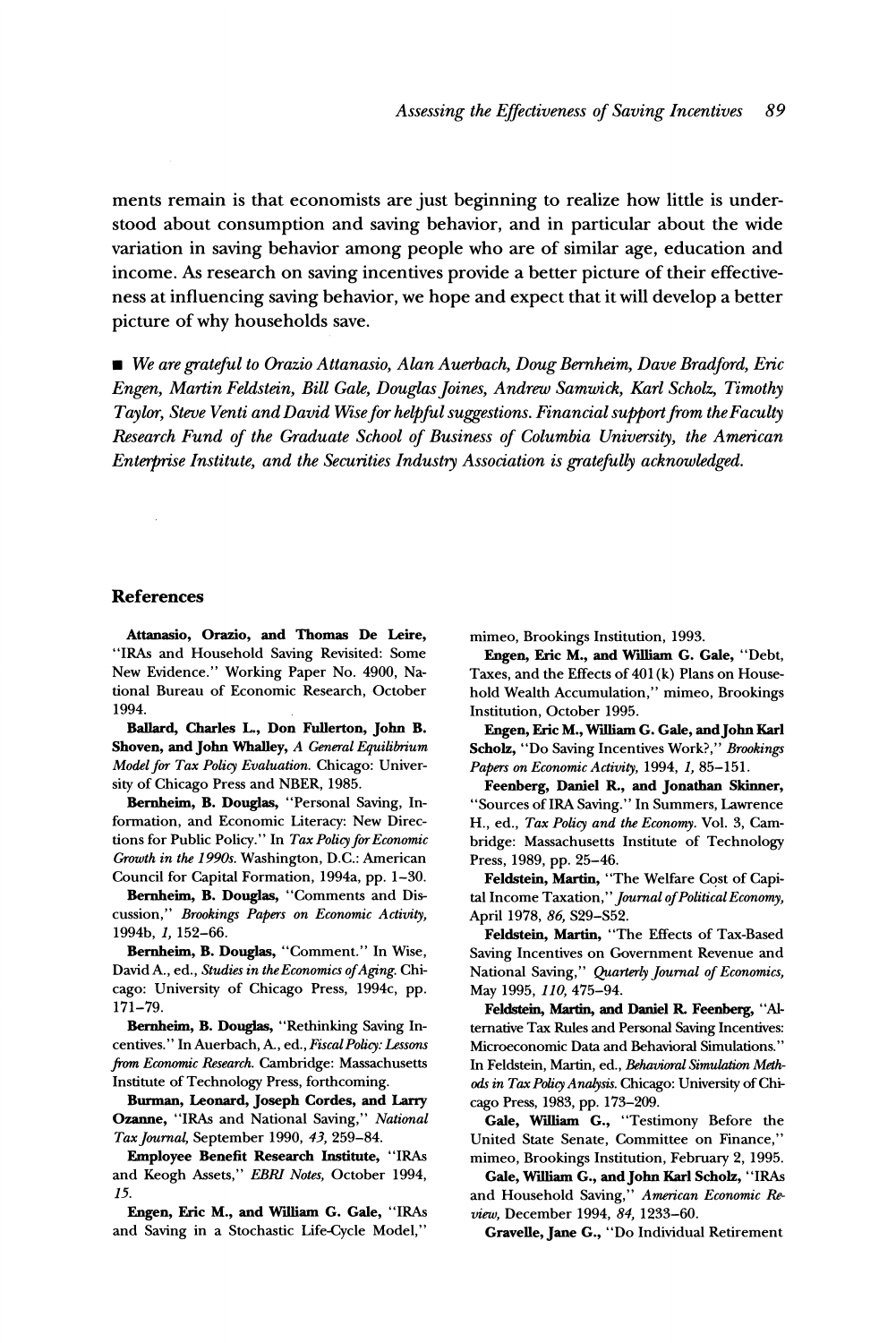ments remain is that economists are just beginning to realize how little is understood about consumption and saving behavior, and in particular about the wide variation in saving behavior among people who are of similar age, education and income. As research on saving incentives provide a better picture of their effectiveness at influencing saving behavior, we hope and expect that it will develop a better picture of why households save.

■ *We are grateful to Orazio Attanasio, Alan Auerbach, Doug Bernheim, Dave Bradford, Eric Engen, Martin Feldstein, Bill Gale, Douglas Joines, Andrew Samwick, Karl Scholz, Timothy Taylor, Steve Venti and David Wise for helpful suggestions. Financial support from the Faculty Research Fund of the Graduate School of Business of Columbia University, the American Enterprise Institute, and the Securities Industry Association is gratefully acknowledged.*

## References

**Attanasio, Orazio, and Thomas De Leire,** "IRAs and Household Saving Revisited: Some New Evidence." Working Paper No. 4900, National Bureau of Economic Research, October 1994.

**Ballard, Charles L., Don Fullerton, John B. Shoven, and John Whalley,** *A General Equilibrium Model for Tax Policy Evaluation.* Chicago: University of Chicago Press and NBER, 1985.

**Bernheim, B. Douglas,** "Personal Saving, Information, and Economic Literacy: New Directions for Public Policy." In *Tax Policy for Economic Growth in the 1990s.* Washington, D.C.: American Council for Capital Formation, 1994a, pp. 1–30.

**Bernheim, B. Douglas,** "Comments and Discussion," *Brookings Papers on Economic Activity,* 1994b, *1,* 152–66.

**Bernheim, B. Douglas,** "Comment." In Wise, David A., ed., *Studies in the Economics of Aging.* Chicago: University of Chicago Press, 1994c, pp. 171–79.

**Bernheim, B. Douglas,** "Rethinking Saving Incentives." In Auerbach, A., ed., *Fiscal Policy: Lessons from Economic Research.* Cambridge: Massachusetts Institute of Technology Press, forthcoming.

**Burman, Leonard, Joseph Cordes, and Larry Ozanne,** "IRAs and National Saving," *National Tax Journal,* September 1990, *43,* 259–84.

**Employee Benefit Research Institute,** "IRAs and Keogh Assets," *EBRI Notes,* October 1994, *15.*

**Engen, Eric M., and William G. Gale,** "IRAs and Saving in a Stochastic Life-Cycle Model," mimeo, Brookings Institution, 1993.

**Engen, Eric M., and William G. Gale,** "Debt, Taxes, and the Effects of 401(k) Plans on Household Wealth Accumulation," mimeo, Brookings Institution, October 1995.

**Engen, Eric M., William G. Gale, and John Karl Scholz,** "Do Saving Incentives Work?," *Brookings Papers on Economic Activity,* 1994, *1,* 85–151.

**Feenberg, Daniel R., and Jonathan Skinner,** "Sources of IRA Saving." In Summers, Lawrence H., ed., *Tax Policy and the Economy.* Vol. 3, Cambridge: Massachusetts Institute of Technology Press, 1989, pp. 25–46.

**Feldstein, Martin,** "The Welfare Cost of Capital Income Taxation," *Journal of Political Economy,* April 1978, *86,* S29–S52.

**Feldstein, Martin,** "The Effects of Tax-Based Saving Incentives on Government Revenue and National Saving," *Quarterly Journal of Economics,* May 1995, *110,* 475–94.

**Feldstein, Martin, and Daniel R. Feenberg,** "Alternative Tax Rules and Personal Saving Incentives: Microeconomic Data and Behavioral Simulations." In Feldstein, Martin, ed., *Behavioral Simulation Methods in Tax Policy Analysis.* Chicago: University of Chicago Press, 1983, pp. 173–209.

**Gale, William G.,** "Testimony Before the United State Senate, Committee on Finance," mimeo, Brookings Institution, February 2, 1995.

**Gale, William G., and John Karl Scholz,** "IRAs and Household Saving," *American Economic Review,* December 1994, *84,* 1233–60.

**Gravelle, Jane G.,** "Do Individual Retirement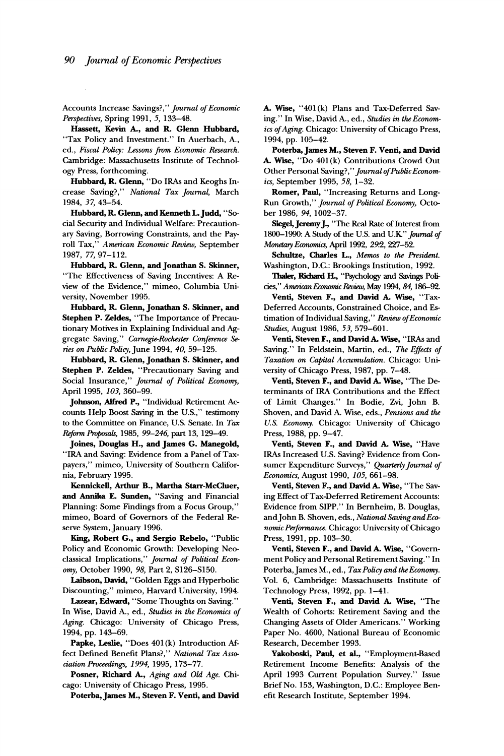Accounts Increase Savings?," *Journal of Economic Perspectives*, Spring 1991, *5*, 133–48.

**Hassett, Kevin A., and R. Glenn Hubbard,** "Tax Policy and Investment." In Auerbach, A., ed., *Fiscal Policy: Lessons from Economic Research.* Cambridge: Massachusetts Institute of Technology Press, forthcoming.

**Hubbard, R. Glenn,** "Do IRAs and Keoghs Increase Saving?," *National Tax Journal*, March 1984, *37*, 43–54.

**Hubbard, R. Glenn, and Kenneth L. Judd,** "Social Security and Individual Welfare: Precautionary Saving, Borrowing Constraints, and the Payroll Tax," *American Economic Review*, September 1987, *77*, 97–112.

**Hubbard, R. Glenn, and Jonathan S. Skinner,** "The Effectiveness of Saving Incentives: A Review of the Evidence," mimeo, Columbia University, November 1995.

**Hubbard, R. Glenn, Jonathan S. Skinner, and Stephen P. Zeldes,** "The Importance of Precautionary Motives in Explaining Individual and Aggregate Saving," *Carnegie-Rochester Conference Series on Public Policy*, June 1994, *40*, 59–125.

**Hubbard, R. Glenn, Jonathan S. Skinner, and Stephen P. Zeldes,** "Precautionary Saving and Social Insurance," *Journal of Political Economy*, April 1995, *103*, 360–99.

**Johnson, Alfred P.,** "Individual Retirement Accounts Help Boost Saving in the U.S.," testimony to the Committee on Finance, U.S. Senate. In *Tax Reform Proposals*, 1985, *99–246*, part 13, 129–49.

**Joines, Douglas H., and James G. Manegold,** "IRA and Saving: Evidence from a Panel of Taxpayers," mimeo, University of Southern California, February 1995.

**Kennickell, Arthur B., Martha Starr-McCluer, and Annika E. Sunden,** "Saving and Financial Planning: Some Findings from a Focus Group," mimeo, Board of Governors of the Federal Reserve System, January 1996.

**King, Robert G., and Sergio Rebelo,** "Public Policy and Economic Growth: Developing Neoclassical Implications," *Journal of Political Economy*, October 1990, *98*, Part 2, S126–S150.

**Laibson, David,** "Golden Eggs and Hyperbolic Discounting," mimeo, Harvard University, 1994.

**Lazear, Edward,** "Some Thoughts on Saving." In Wise, David A., ed., *Studies in the Economics of Aging.* Chicago: University of Chicago Press, 1994, pp. 143–69.

**Papke, Leslie,** "Does 401(k) Introduction Affect Defined Benefit Plans?," *National Tax Association Proceedings, 1994*, 1995, 173–77.

**Posner, Richard A.,** *Aging and Old Age.* Chicago: University of Chicago Press, 1995.

**Poterba, James M., Steven F. Venti, and David A. Wise,** "401(k) Plans and Tax-Deferred Saving." In Wise, David A., ed., *Studies in the Economics of Aging.* Chicago: University of Chicago Press, 1994, pp. 105–42.

**Poterba, James M., Steven F. Venti, and David A. Wise,** "Do 401(k) Contributions Crowd Out Other Personal Saving?," *Journal of Public Economics*, September 1995, *58*, 1–32.

**Romer, Paul,** "Increasing Returns and Long-Run Growth," *Journal of Political Economy*, October 1986, *94*, 1002–37.

**Siegel, Jeremy J.,** "The Real Rate of Interest from 1800–1990: A Study of the U.S. and U.K." *Journal of Monetary Economics*, April 1992, *29:2*, 227–52.

**Schultze, Charles L.,** *Memos to the President.* Washington, D.C.: Brookings Institution, 1992.

**Thaler, Richard H.,** "Psychology and Savings Policies," *American Economic Review*, May 1994, *84*, 186–92.

**Venti, Steven F., and David A. Wise,** "Tax-Deferred Accounts, Constrained Choice, and Estimation of Individual Saving," *Review of Economic Studies*, August 1986, *53*, 579–601.

**Venti, Steven F., and David A. Wise,** "IRAs and Saving." In Feldstein, Martin, ed., *The Effects of Taxation on Capital Accumulation.* Chicago: University of Chicago Press, 1987, pp. 7–48.

**Venti, Steven F., and David A. Wise,** "The Determinants of IRA Contributions and the Effect of Limit Changes." In Bodie, Zvi, John B. Shoven, and David A. Wise, eds., *Pensions and the U.S. Economy.* Chicago: University of Chicago Press, 1988, pp. 9–47.

**Venti, Steven F., and David A. Wise,** "Have IRAs Increased U.S. Saving? Evidence from Consumer Expenditure Surveys," *Quarterly Journal of Economics*, August 1990, *105*, 661–98.

**Venti, Steven F., and David A. Wise,** "The Saving Effect of Tax-Deferred Retirement Accounts: Evidence from SIPP." In Bernheim, B. Douglas, and John B. Shoven, eds., *National Saving and Economic Performance.* Chicago: University of Chicago Press, 1991, pp. 103–30.

**Venti, Steven F., and David A. Wise,** "Government Policy and Personal Retirement Saving." In Poterba, James M., ed., *Tax Policy and the Economy.* Vol. 6, Cambridge: Massachusetts Institute of Technology Press, 1992, pp. 1–41.

**Venti, Steven F., and David A. Wise,** "The Wealth of Cohorts: Retirement Saving and the Changing Assets of Older Americans." Working Paper No. 4600, National Bureau of Economic Research, December 1993.

**Yakoboski, Paul, et al.,** "Employment-Based Retirement Income Benefits: Analysis of the April 1993 Current Population Survey." Issue Brief No. 153, Washington, D.C.: Employee Benefit Research Institute, September 1994.